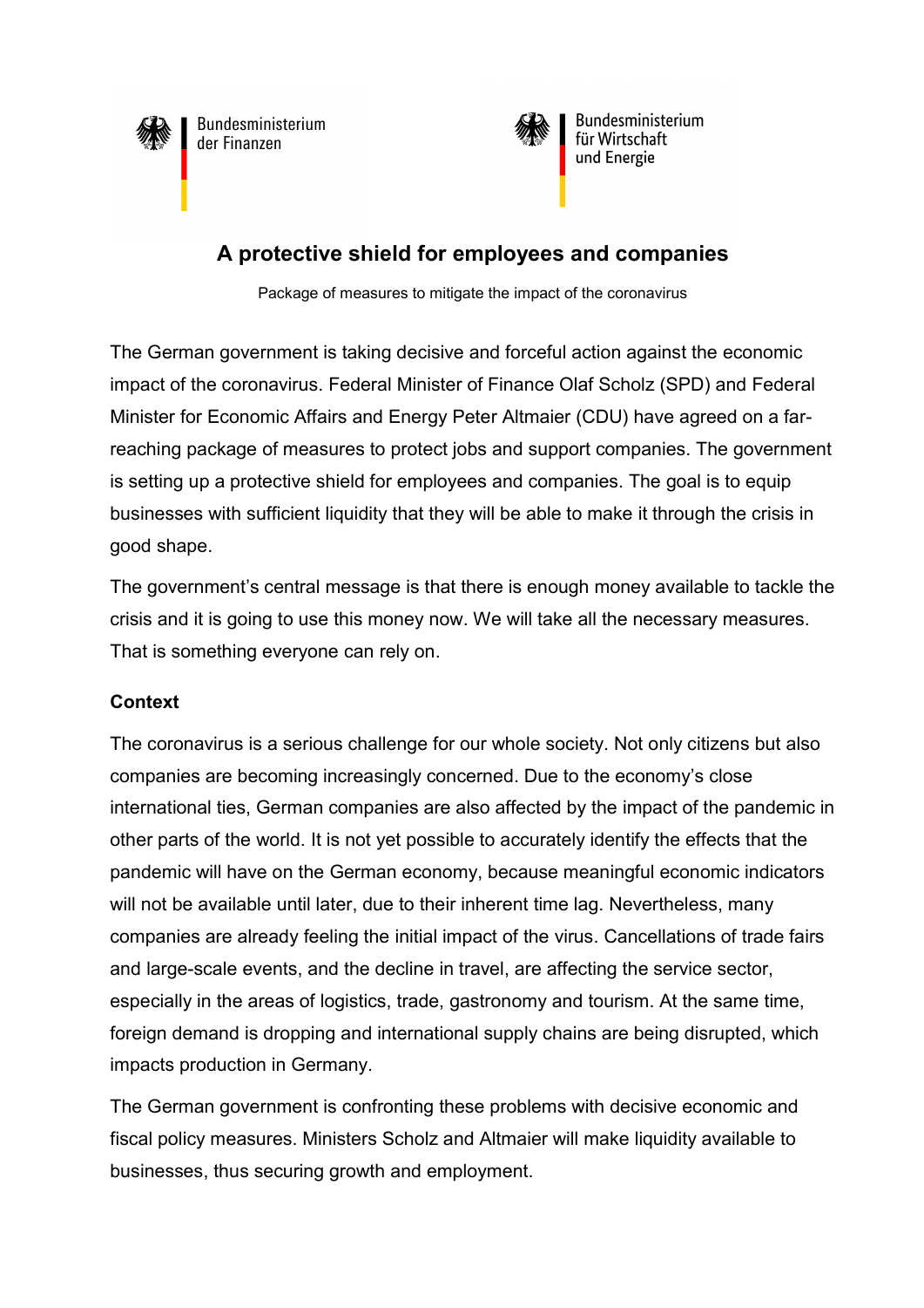Bundesministerium der Finanzen

Bundesministerium für Wirtschaft und Energie

# A protective shield for employees and companies

Package of measures to mitigate the impact of the coronavirus

The German government is taking decisive and forceful action against the economic impact of the coronavirus. Federal Minister of Finance Olaf Scholz (SPD) and Federal Minister for Economic Affairs and Energy Peter Altmaier (CDU) have agreed on a far-reaching package of measures to protect jobs and support companies. The government is setting up a protective shield for employees and companies. The goal is to equip businesses with sufficient liquidity that they will be able to make it through the crisis in good shape.

The government's central message is that there is enough money available to tackle the crisis and it is going to use this money now. We will take all the necessary measures. That is something everyone can rely on.

**Context**

The coronavirus is a serious challenge for our whole society. Not only citizens but also companies are becoming increasingly concerned. Due to the economy's close international ties, German companies are also affected by the impact of the pandemic in other parts of the world. It is not yet possible to accurately identify the effects that the pandemic will have on the German economy, because meaningful economic indicators will not be available until later, due to their inherent time lag. Nevertheless, many companies are already feeling the initial impact of the virus. Cancellations of trade fairs and large-scale events, and the decline in travel, are affecting the service sector, especially in the areas of logistics, trade, gastronomy and tourism. At the same time, foreign demand is dropping and international supply chains are being disrupted, which impacts production in Germany.

The German government is confronting these problems with decisive economic and fiscal policy measures. Ministers Scholz and Altmaier will make liquidity available to businesses, thus securing growth and employment.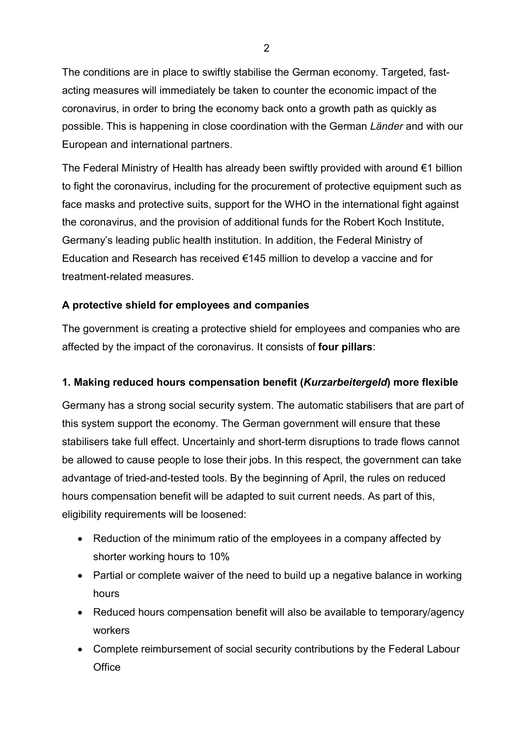The conditions are in place to swiftly stabilise the German economy. Targeted, fast-acting measures will immediately be taken to counter the economic impact of the coronavirus, in order to bring the economy back onto a growth path as quickly as possible. This is happening in close coordination with the German *Länder* and with our European and international partners.

The Federal Ministry of Health has already been swiftly provided with around €1 billion to fight the coronavirus, including for the procurement of protective equipment such as face masks and protective suits, support for the WHO in the international fight against the coronavirus, and the provision of additional funds for the Robert Koch Institute, Germany's leading public health institution. In addition, the Federal Ministry of Education and Research has received €145 million to develop a vaccine and for treatment-related measures.

### A protective shield for employees and companies

The government is creating a protective shield for employees and companies who are affected by the impact of the coronavirus. It consists of **four pillars**:

### 1. Making reduced hours compensation benefit (*Kurzarbeitergeld*) more flexible

Germany has a strong social security system. The automatic stabilisers that are part of this system support the economy. The German government will ensure that these stabilisers take full effect. Uncertainly and short-term disruptions to trade flows cannot be allowed to cause people to lose their jobs. In this respect, the government can take advantage of tried-and-tested tools. By the beginning of April, the rules on reduced hours compensation benefit will be adapted to suit current needs. As part of this, eligibility requirements will be loosened:

- Reduction of the minimum ratio of the employees in a company affected by shorter working hours to 10%
- Partial or complete waiver of the need to build up a negative balance in working hours
- Reduced hours compensation benefit will also be available to temporary/agency workers
- Complete reimbursement of social security contributions by the Federal Labour Office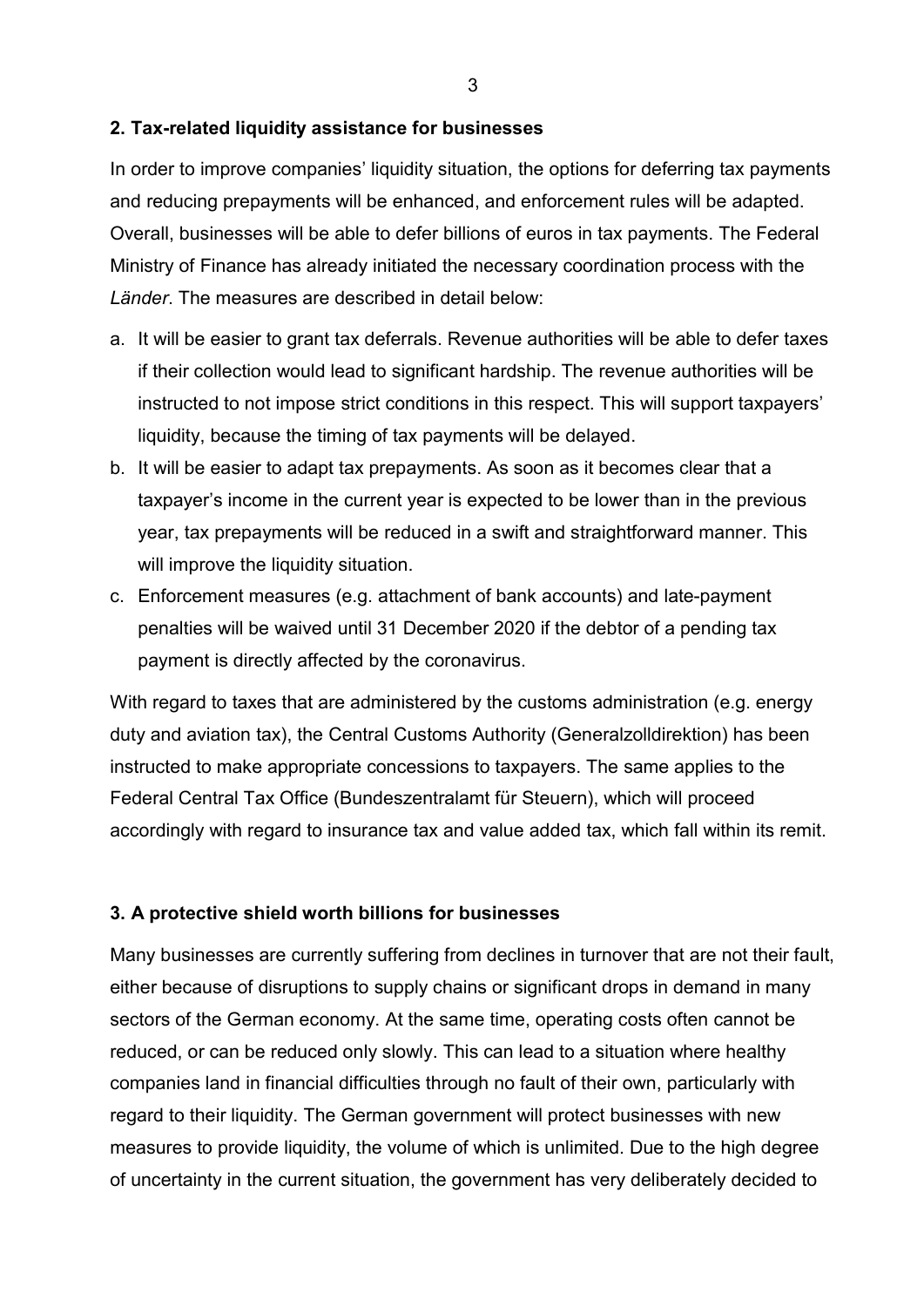## 2. Tax-related liquidity assistance for businesses

In order to improve companies' liquidity situation, the options for deferring tax payments and reducing prepayments will be enhanced, and enforcement rules will be adapted. Overall, businesses will be able to defer billions of euros in tax payments. The Federal Ministry of Finance has already initiated the necessary coordination process with the *Länder*. The measures are described in detail below:

a. It will be easier to grant tax deferrals. Revenue authorities will be able to defer taxes if their collection would lead to significant hardship. The revenue authorities will be instructed to not impose strict conditions in this respect. This will support taxpayers' liquidity, because the timing of tax payments will be delayed.
b. It will be easier to adapt tax prepayments. As soon as it becomes clear that a taxpayer's income in the current year is expected to be lower than in the previous year, tax prepayments will be reduced in a swift and straightforward manner. This will improve the liquidity situation.
c. Enforcement measures (e.g. attachment of bank accounts) and late-payment penalties will be waived until 31 December 2020 if the debtor of a pending tax payment is directly affected by the coronavirus.

With regard to taxes that are administered by the customs administration (e.g. energy duty and aviation tax), the Central Customs Authority (Generalzolldirektion) has been instructed to make appropriate concessions to taxpayers. The same applies to the Federal Central Tax Office (Bundeszentralamt für Steuern), which will proceed accordingly with regard to insurance tax and value added tax, which fall within its remit.

## 3. A protective shield worth billions for businesses

Many businesses are currently suffering from declines in turnover that are not their fault, either because of disruptions to supply chains or significant drops in demand in many sectors of the German economy. At the same time, operating costs often cannot be reduced, or can be reduced only slowly. This can lead to a situation where healthy companies land in financial difficulties through no fault of their own, particularly with regard to their liquidity. The German government will protect businesses with new measures to provide liquidity, the volume of which is unlimited. Due to the high degree of uncertainty in the current situation, the government has very deliberately decided to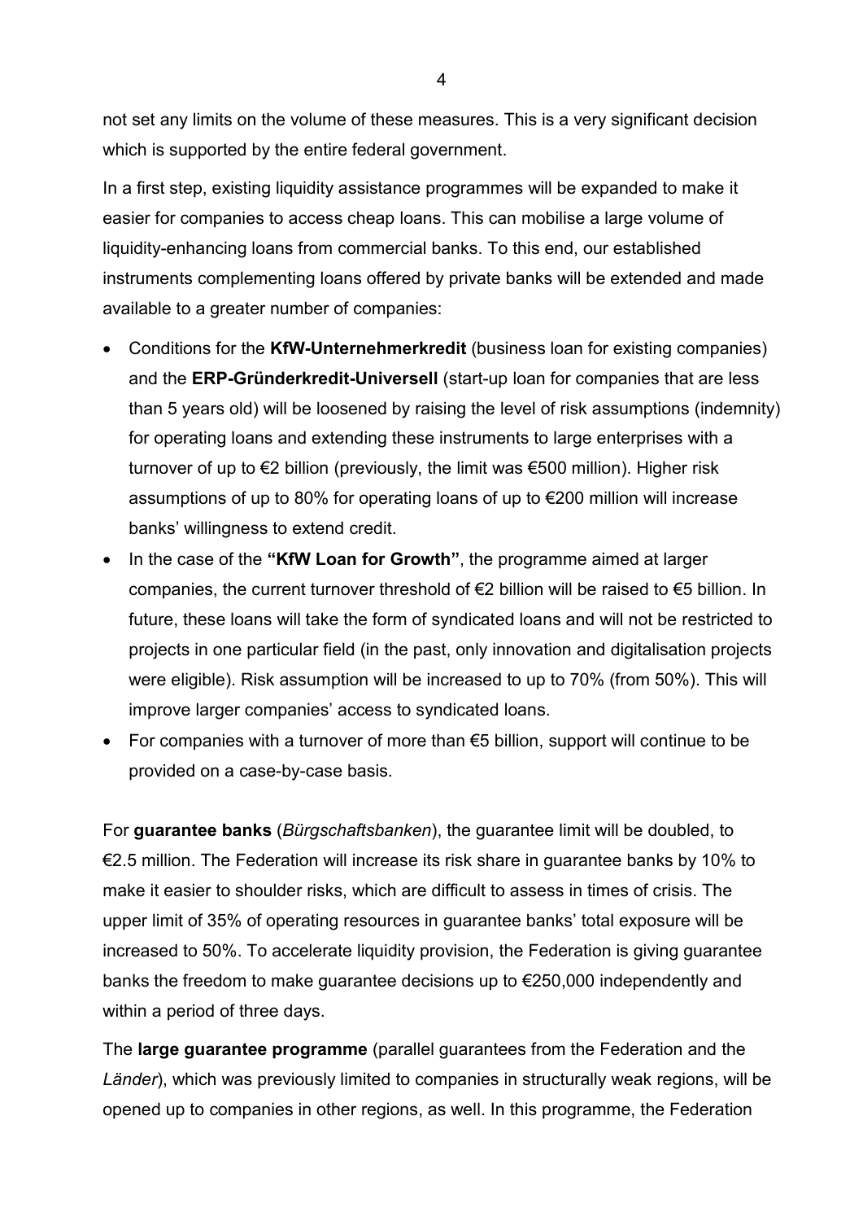not set any limits on the volume of these measures. This is a very significant decision which is supported by the entire federal government.

In a first step, existing liquidity assistance programmes will be expanded to make it easier for companies to access cheap loans. This can mobilise a large volume of liquidity-enhancing loans from commercial banks. To this end, our established instruments complementing loans offered by private banks will be extended and made available to a greater number of companies:

- Conditions for the **KfW-Unternehmerkredit** (business loan for existing companies) and the **ERP-Gründerkredit-Universell** (start-up loan for companies that are less than 5 years old) will be loosened by raising the level of risk assumptions (indemnity) for operating loans and extending these instruments to large enterprises with a turnover of up to €2 billion (previously, the limit was €500 million). Higher risk assumptions of up to 80% for operating loans of up to €200 million will increase banks' willingness to extend credit.
- In the case of the **"KfW Loan for Growth"**, the programme aimed at larger companies, the current turnover threshold of €2 billion will be raised to €5 billion. In future, these loans will take the form of syndicated loans and will not be restricted to projects in one particular field (in the past, only innovation and digitalisation projects were eligible). Risk assumption will be increased to up to 70% (from 50%). This will improve larger companies' access to syndicated loans.
- For companies with a turnover of more than €5 billion, support will continue to be provided on a case-by-case basis.

For **guarantee banks** (*Bürgschaftsbanken*), the guarantee limit will be doubled, to €2.5 million. The Federation will increase its risk share in guarantee banks by 10% to make it easier to shoulder risks, which are difficult to assess in times of crisis. The upper limit of 35% of operating resources in guarantee banks' total exposure will be increased to 50%. To accelerate liquidity provision, the Federation is giving guarantee banks the freedom to make guarantee decisions up to €250,000 independently and within a period of three days.

The **large guarantee programme** (parallel guarantees from the Federation and the *Länder*), which was previously limited to companies in structurally weak regions, will be opened up to companies in other regions, as well. In this programme, the Federation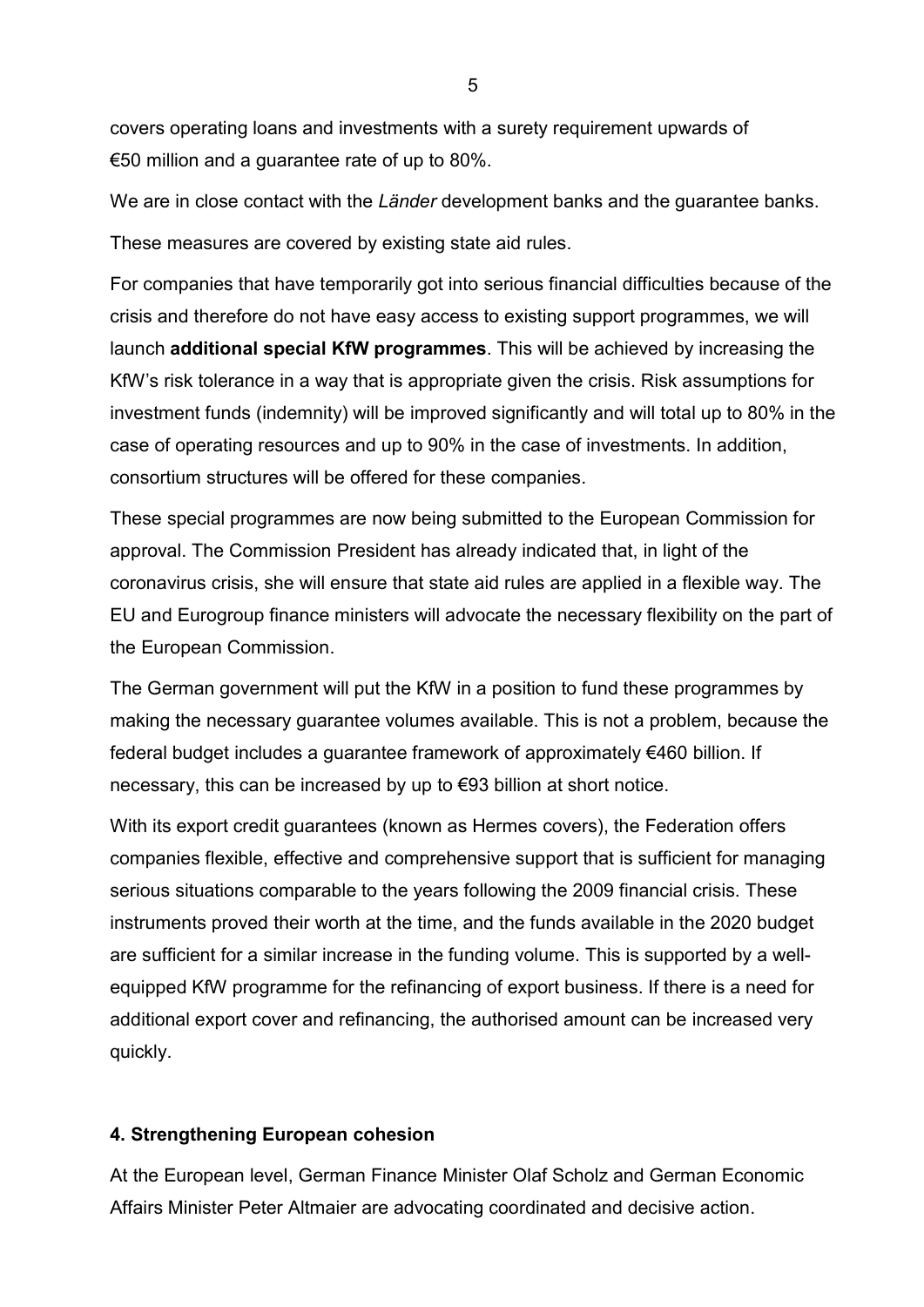covers operating loans and investments with a surety requirement upwards of €50 million and a guarantee rate of up to 80%.

We are in close contact with the *Länder* development banks and the guarantee banks.

These measures are covered by existing state aid rules.

For companies that have temporarily got into serious financial difficulties because of the crisis and therefore do not have easy access to existing support programmes, we will launch **additional special KfW programmes**. This will be achieved by increasing the KfW's risk tolerance in a way that is appropriate given the crisis. Risk assumptions for investment funds (indemnity) will be improved significantly and will total up to 80% in the case of operating resources and up to 90% in the case of investments. In addition, consortium structures will be offered for these companies.

These special programmes are now being submitted to the European Commission for approval. The Commission President has already indicated that, in light of the coronavirus crisis, she will ensure that state aid rules are applied in a flexible way. The EU and Eurogroup finance ministers will advocate the necessary flexibility on the part of the European Commission.

The German government will put the KfW in a position to fund these programmes by making the necessary guarantee volumes available. This is not a problem, because the federal budget includes a guarantee framework of approximately €460 billion. If necessary, this can be increased by up to €93 billion at short notice.

With its export credit guarantees (known as Hermes covers), the Federation offers companies flexible, effective and comprehensive support that is sufficient for managing serious situations comparable to the years following the 2009 financial crisis. These instruments proved their worth at the time, and the funds available in the 2020 budget are sufficient for a similar increase in the funding volume. This is supported by a well-equipped KfW programme for the refinancing of export business. If there is a need for additional export cover and refinancing, the authorised amount can be increased very quickly.

#### 4. Strengthening European cohesion

At the European level, German Finance Minister Olaf Scholz and German Economic Affairs Minister Peter Altmaier are advocating coordinated and decisive action.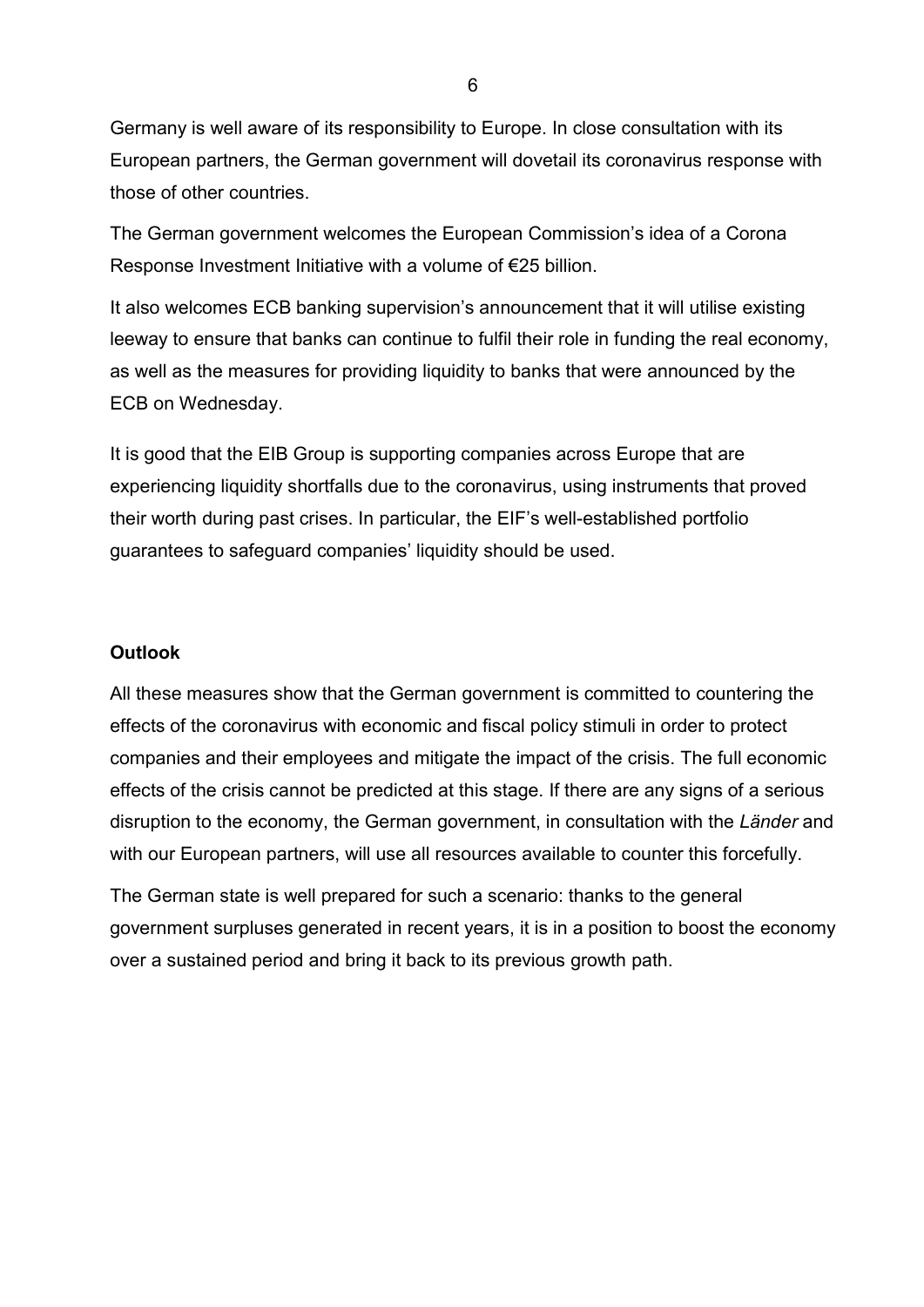Germany is well aware of its responsibility to Europe. In close consultation with its European partners, the German government will dovetail its coronavirus response with those of other countries.

The German government welcomes the European Commission's idea of a Corona Response Investment Initiative with a volume of €25 billion.

It also welcomes ECB banking supervision's announcement that it will utilise existing leeway to ensure that banks can continue to fulfil their role in funding the real economy, as well as the measures for providing liquidity to banks that were announced by the ECB on Wednesday.

It is good that the EIB Group is supporting companies across Europe that are experiencing liquidity shortfalls due to the coronavirus, using instruments that proved their worth during past crises. In particular, the EIF's well-established portfolio guarantees to safeguard companies' liquidity should be used.

**Outlook**

All these measures show that the German government is committed to countering the effects of the coronavirus with economic and fiscal policy stimuli in order to protect companies and their employees and mitigate the impact of the crisis. The full economic effects of the crisis cannot be predicted at this stage. If there are any signs of a serious disruption to the economy, the German government, in consultation with the *Länder* and with our European partners, will use all resources available to counter this forcefully.

The German state is well prepared for such a scenario: thanks to the general government surpluses generated in recent years, it is in a position to boost the economy over a sustained period and bring it back to its previous growth path.